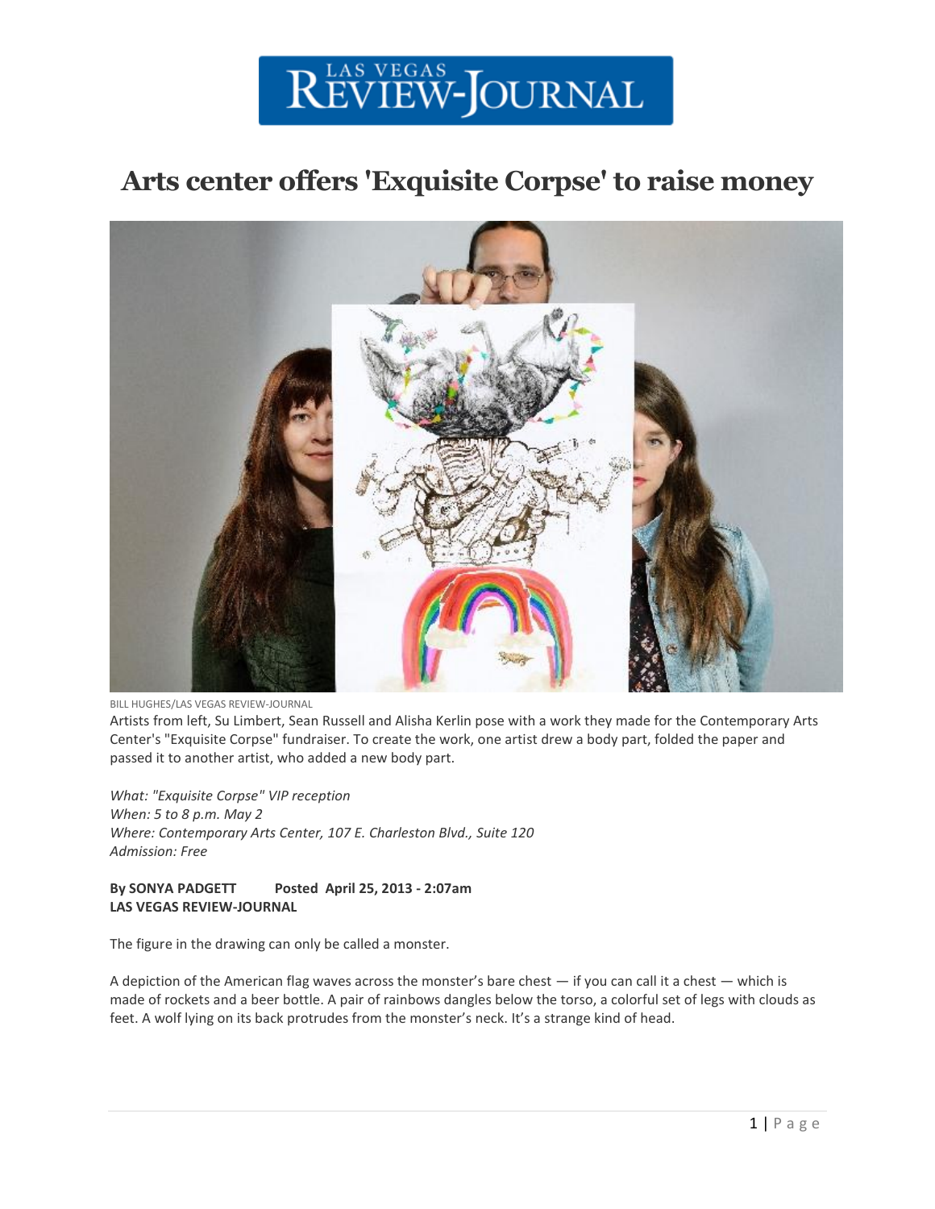# Arts center offers 'Exquisite Corpse' to raise money

BILL HUGHES/LAS VEGAS REVIEW-JOURNAL

Artists from left, Su Limbert, Sean Russell and Alisha Kerlin pose with a work they made for the Contemporary Arts Center's "Exquisite Corpse" fundraiser. To create the work, one artist drew a body part, folded the paper and passed it to another artist, who added a new body part.

*What: "Exquisite Corpse" VIP reception*
*When: 5 to 8 p.m. May 2*
*Where: Contemporary Arts Center, 107 E. Charleston Blvd., Suite 120*
*Admission: Free*

**By SONYA PADGETT Posted April 25, 2013 - 2:07am**
**LAS VEGAS REVIEW-JOURNAL**

The figure in the drawing can only be called a monster.

A depiction of the American flag waves across the monster's bare chest — if you can call it a chest — which is made of rockets and a beer bottle. A pair of rainbows dangles below the torso, a colorful set of legs with clouds as feet. A wolf lying on its back protrudes from the monster's neck. It's a strange kind of head.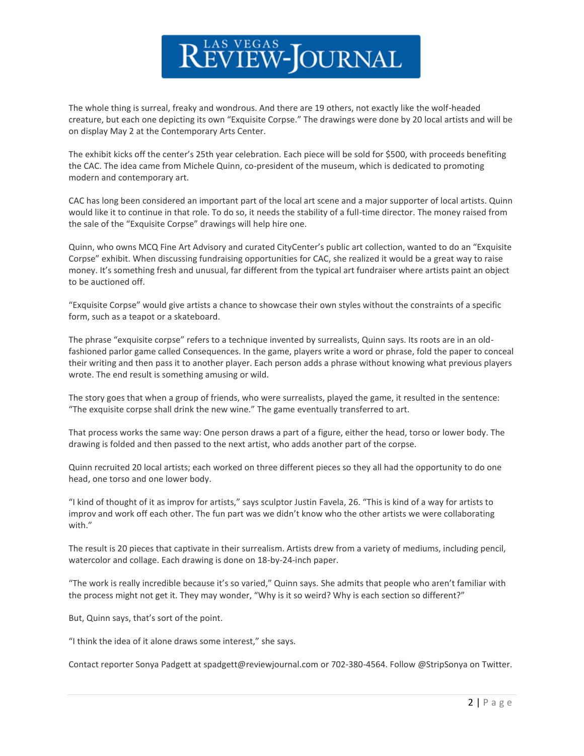The whole thing is surreal, freaky and wondrous. And there are 19 others, not exactly like the wolf-headed creature, but each one depicting its own "Exquisite Corpse." The drawings were done by 20 local artists and will be on display May 2 at the Contemporary Arts Center.

The exhibit kicks off the center's 25th year celebration. Each piece will be sold for $500, with proceeds benefiting the CAC. The idea came from Michele Quinn, co-president of the museum, which is dedicated to promoting modern and contemporary art.

CAC has long been considered an important part of the local art scene and a major supporter of local artists. Quinn would like it to continue in that role. To do so, it needs the stability of a full-time director. The money raised from the sale of the "Exquisite Corpse" drawings will help hire one.

Quinn, who owns MCQ Fine Art Advisory and curated CityCenter's public art collection, wanted to do an "Exquisite Corpse" exhibit. When discussing fundraising opportunities for CAC, she realized it would be a great way to raise money. It's something fresh and unusual, far different from the typical art fundraiser where artists paint an object to be auctioned off.

"Exquisite Corpse" would give artists a chance to showcase their own styles without the constraints of a specific form, such as a teapot or a skateboard.

The phrase "exquisite corpse" refers to a technique invented by surrealists, Quinn says. Its roots are in an old-fashioned parlor game called Consequences. In the game, players write a word or phrase, fold the paper to conceal their writing and then pass it to another player. Each person adds a phrase without knowing what previous players wrote. The end result is something amusing or wild.

The story goes that when a group of friends, who were surrealists, played the game, it resulted in the sentence: "The exquisite corpse shall drink the new wine." The game eventually transferred to art.

That process works the same way: One person draws a part of a figure, either the head, torso or lower body. The drawing is folded and then passed to the next artist, who adds another part of the corpse.

Quinn recruited 20 local artists; each worked on three different pieces so they all had the opportunity to do one head, one torso and one lower body.

"I kind of thought of it as improv for artists," says sculptor Justin Favela, 26. "This is kind of a way for artists to improv and work off each other. The fun part was we didn't know who the other artists we were collaborating with."

The result is 20 pieces that captivate in their surrealism. Artists drew from a variety of mediums, including pencil, watercolor and collage. Each drawing is done on 18-by-24-inch paper.

"The work is really incredible because it's so varied," Quinn says. She admits that people who aren't familiar with the process might not get it. They may wonder, "Why is it so weird? Why is each section so different?"

But, Quinn says, that's sort of the point.

"I think the idea of it alone draws some interest," she says.

Contact reporter Sonya Padgett at spadgett@reviewjournal.com or 702-380-4564. Follow @StripSonya on Twitter.